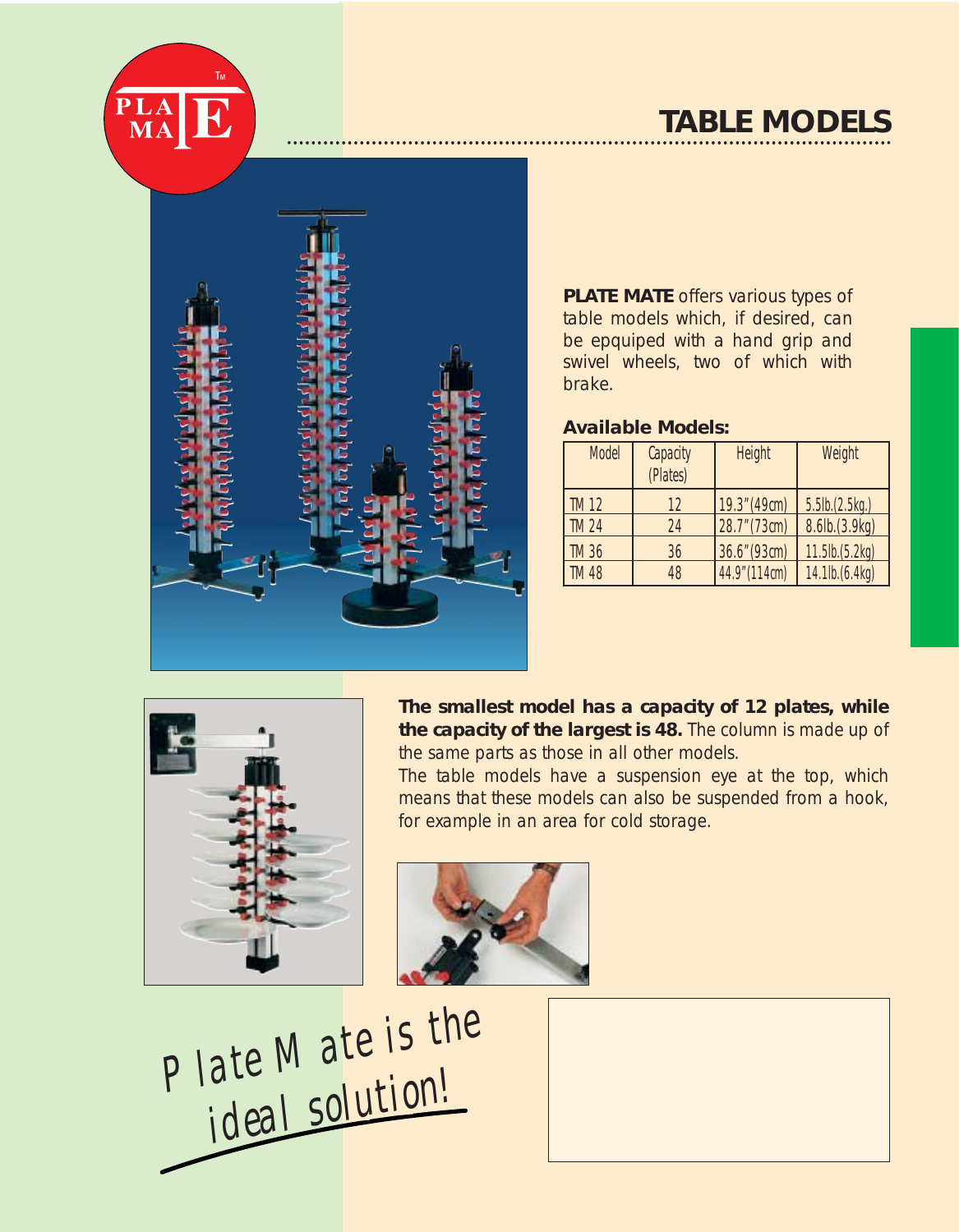PLATE MATE™

# TABLE MODELS

**PLATE MATE** offers various types of table models which, if desired, can be epquiped with a hand grip and swivel wheels, two of which with brake.

**Available Models:**

| Model | Capacity (Plates) | Height | Weight |
|---|---|---|---|
| TM 12 | 12 | 19.3"(49cm) | 5.5lb.(2.5kg.) |
| TM 24 | 24 | 28.7"(73cm) | 8.6lb.(3.9kg) |
| TM 36 | 36 | 36.6"(93cm) | 11.5lb.(5.2kg) |
| TM 48 | 48 | 44.9"(114cm) | 14.1lb.(6.4kg) |

**The smallest model has a capacity of 12 plates, while the capacity of the largest is 48.** The column is made up of the same parts as those in all other models.

The table models have a suspension eye at the top, which means that these models can also be suspended from a hook, for example in an area for cold storage.

*Plate Mate is the ideal solution!*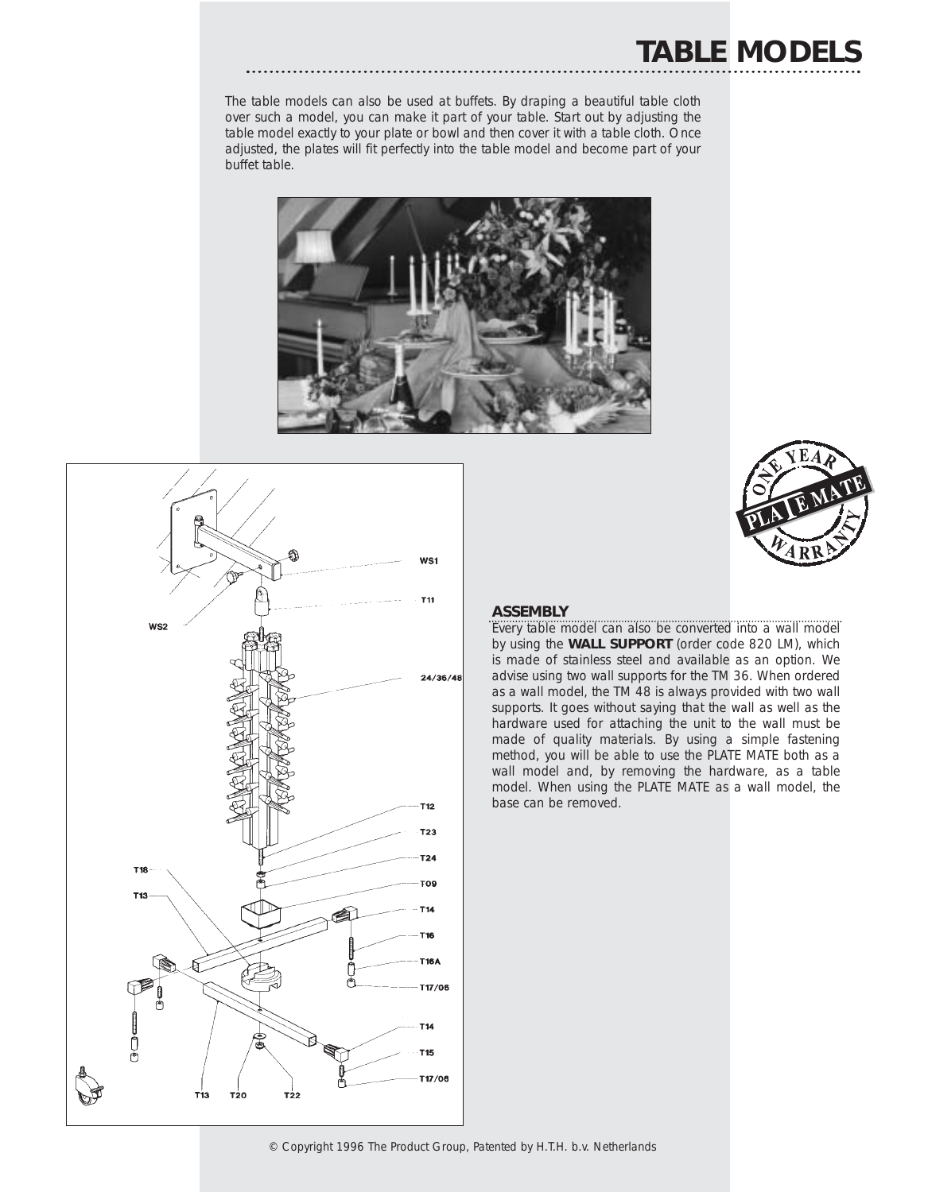# TABLE MODELS

The table models can also be used at buffets. By draping a beautiful table cloth over such a model, you can make it part of your table. Start out by adjusting the table model exactly to your plate or bowl and then cover it with a table cloth. Once adjusted, the plates will fit perfectly into the table model and become part of your buffet table.

WS1

T11

WS2

24/36/48

T12

T23

T24

T18

T09

T13

T14

T16

T16A

T17/06

T14

T15

T17/06

T13

T20

T22

ONE YEAR PLATEMATE WARRANTY

## ASSEMBLY

Every table model can also be converted into a wall model by using the **WALL SUPPORT** (order code 820 LM), which is made of stainless steel and available as an option. We advise using two wall supports for the TM 36. When ordered as a wall model, the TM 48 is always provided with two wall supports. It goes without saying that the wall as well as the hardware used for attaching the unit to the wall must be made of quality materials. By using a simple fastening method, you will be able to use the PLATE MATE both as a wall model and, by removing the hardware, as a table model. When using the PLATE MATE as a wall model, the base can be removed.

© Copyright 1996 The Product Group, Patented by H.T.H. b.v. Netherlands